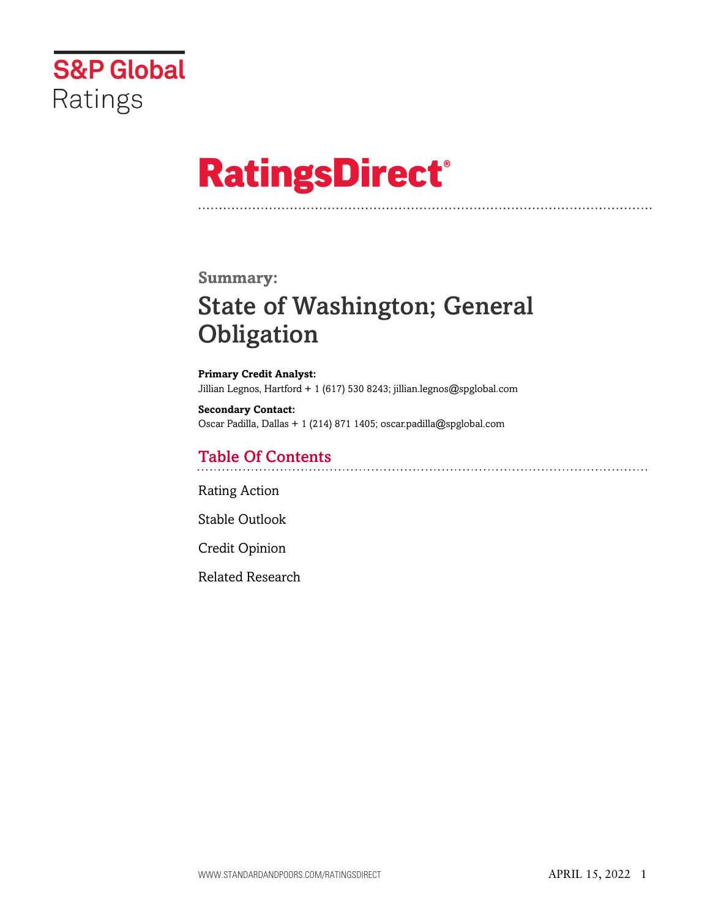S&P Global Ratings

# RatingsDirect®

## Summary:

# State of Washington; General Obligation

**Primary Credit Analyst:**
Jillian Legnos, Hartford + 1 (617) 530 8243; jillian.legnos@spglobal.com

**Secondary Contact:**
Oscar Padilla, Dallas + 1 (214) 871 1405; oscar.padilla@spglobal.com

## Table Of Contents

Rating Action

Stable Outlook

Credit Opinion

Related Research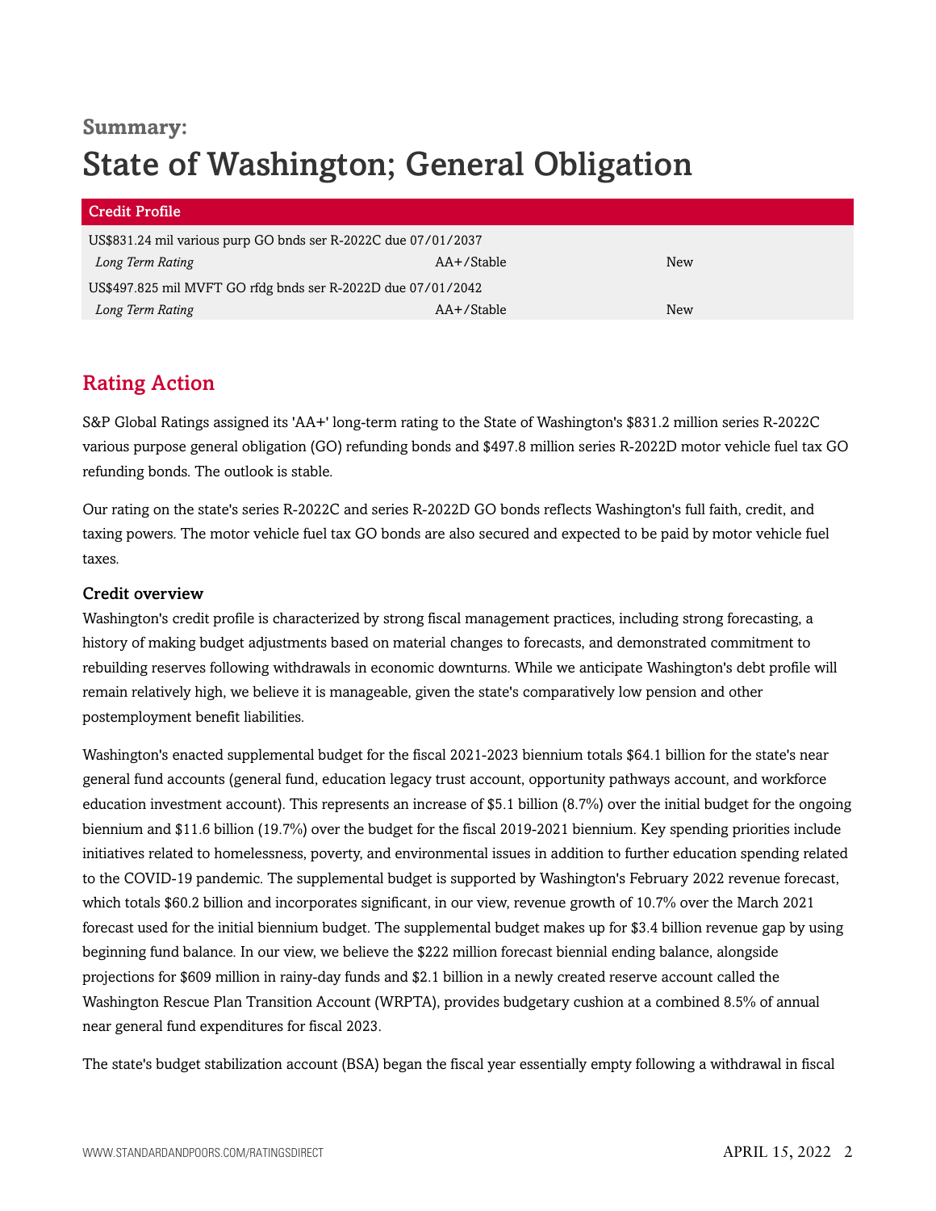**Summary:**

# State of Washington; General Obligation

| Credit Profile | | |
|---|---|---|
| US$831.24 mil various purp GO bnds ser R-2022C due 07/01/2037 | | |
| *Long Term Rating* | AA+/Stable | New |
| US$497.825 mil MVFT GO rfdg bnds ser R-2022D due 07/01/2042 | | |
| *Long Term Rating* | AA+/Stable | New |

## Rating Action

S&P Global Ratings assigned its 'AA+' long-term rating to the State of Washington's $831.2 million series R-2022C various purpose general obligation (GO) refunding bonds and $497.8 million series R-2022D motor vehicle fuel tax GO refunding bonds. The outlook is stable.

Our rating on the state's series R-2022C and series R-2022D GO bonds reflects Washington's full faith, credit, and taxing powers. The motor vehicle fuel tax GO bonds are also secured and expected to be paid by motor vehicle fuel taxes.

### Credit overview

Washington's credit profile is characterized by strong fiscal management practices, including strong forecasting, a history of making budget adjustments based on material changes to forecasts, and demonstrated commitment to rebuilding reserves following withdrawals in economic downturns. While we anticipate Washington's debt profile will remain relatively high, we believe it is manageable, given the state's comparatively low pension and other postemployment benefit liabilities.

Washington's enacted supplemental budget for the fiscal 2021-2023 biennium totals $64.1 billion for the state's near general fund accounts (general fund, education legacy trust account, opportunity pathways account, and workforce education investment account). This represents an increase of $5.1 billion (8.7%) over the initial budget for the ongoing biennium and $11.6 billion (19.7%) over the budget for the fiscal 2019-2021 biennium. Key spending priorities include initiatives related to homelessness, poverty, and environmental issues in addition to further education spending related to the COVID-19 pandemic. The supplemental budget is supported by Washington's February 2022 revenue forecast, which totals $60.2 billion and incorporates significant, in our view, revenue growth of 10.7% over the March 2021 forecast used for the initial biennium budget. The supplemental budget makes up for $3.4 billion revenue gap by using beginning fund balance. In our view, we believe the $222 million forecast biennial ending balance, alongside projections for $609 million in rainy-day funds and $2.1 billion in a newly created reserve account called the Washington Rescue Plan Transition Account (WRPTA), provides budgetary cushion at a combined 8.5% of annual near general fund expenditures for fiscal 2023.

The state's budget stabilization account (BSA) began the fiscal year essentially empty following a withdrawal in fiscal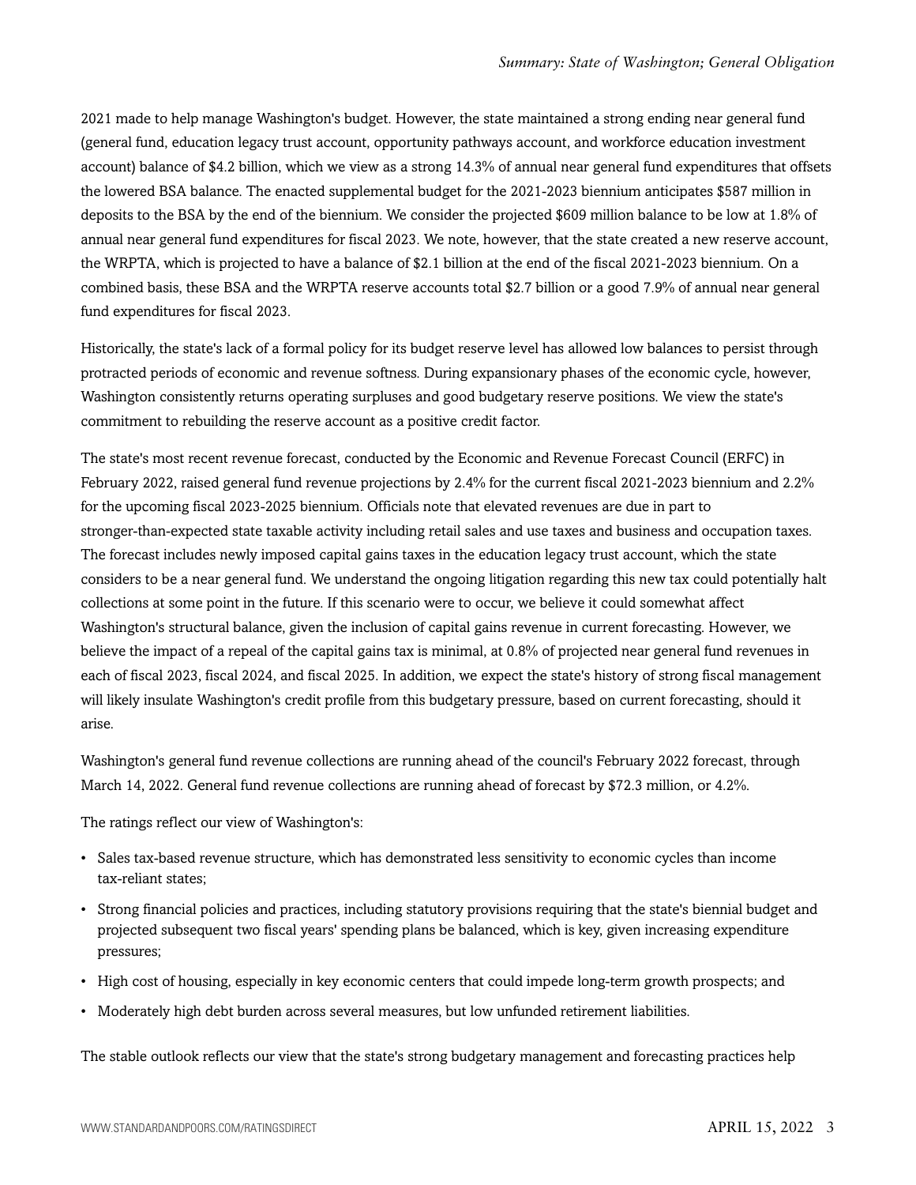2021 made to help manage Washington's budget. However, the state maintained a strong ending near general fund (general fund, education legacy trust account, opportunity pathways account, and workforce education investment account) balance of $4.2 billion, which we view as a strong 14.3% of annual near general fund expenditures that offsets the lowered BSA balance. The enacted supplemental budget for the 2021-2023 biennium anticipates $587 million in deposits to the BSA by the end of the biennium. We consider the projected $609 million balance to be low at 1.8% of annual near general fund expenditures for fiscal 2023. We note, however, that the state created a new reserve account, the WRPTA, which is projected to have a balance of $2.1 billion at the end of the fiscal 2021-2023 biennium. On a combined basis, these BSA and the WRPTA reserve accounts total $2.7 billion or a good 7.9% of annual near general fund expenditures for fiscal 2023.

Historically, the state's lack of a formal policy for its budget reserve level has allowed low balances to persist through protracted periods of economic and revenue softness. During expansionary phases of the economic cycle, however, Washington consistently returns operating surpluses and good budgetary reserve positions. We view the state's commitment to rebuilding the reserve account as a positive credit factor.

The state's most recent revenue forecast, conducted by the Economic and Revenue Forecast Council (ERFC) in February 2022, raised general fund revenue projections by 2.4% for the current fiscal 2021-2023 biennium and 2.2% for the upcoming fiscal 2023-2025 biennium. Officials note that elevated revenues are due in part to stronger-than-expected state taxable activity including retail sales and use taxes and business and occupation taxes. The forecast includes newly imposed capital gains taxes in the education legacy trust account, which the state considers to be a near general fund. We understand the ongoing litigation regarding this new tax could potentially halt collections at some point in the future. If this scenario were to occur, we believe it could somewhat affect Washington's structural balance, given the inclusion of capital gains revenue in current forecasting. However, we believe the impact of a repeal of the capital gains tax is minimal, at 0.8% of projected near general fund revenues in each of fiscal 2023, fiscal 2024, and fiscal 2025. In addition, we expect the state's history of strong fiscal management will likely insulate Washington's credit profile from this budgetary pressure, based on current forecasting, should it arise.

Washington's general fund revenue collections are running ahead of the council's February 2022 forecast, through March 14, 2022. General fund revenue collections are running ahead of forecast by $72.3 million, or 4.2%.

The ratings reflect our view of Washington's:

- Sales tax-based revenue structure, which has demonstrated less sensitivity to economic cycles than income tax-reliant states;
- Strong financial policies and practices, including statutory provisions requiring that the state's biennial budget and projected subsequent two fiscal years' spending plans be balanced, which is key, given increasing expenditure pressures;
- High cost of housing, especially in key economic centers that could impede long-term growth prospects; and
- Moderately high debt burden across several measures, but low unfunded retirement liabilities.

The stable outlook reflects our view that the state's strong budgetary management and forecasting practices help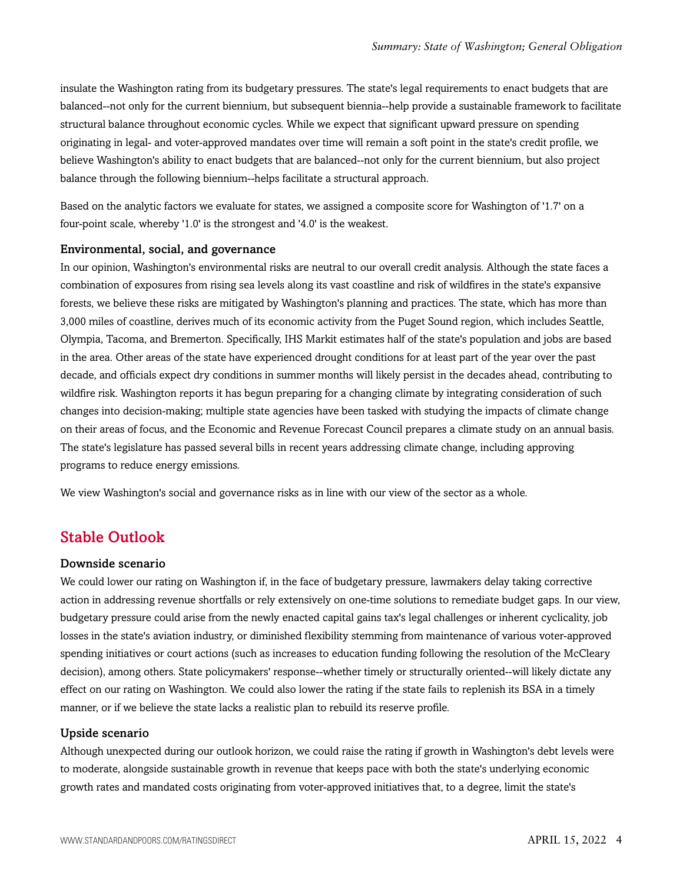insulate the Washington rating from its budgetary pressures. The state's legal requirements to enact budgets that are balanced--not only for the current biennium, but subsequent biennia--help provide a sustainable framework to facilitate structural balance throughout economic cycles. While we expect that significant upward pressure on spending originating in legal- and voter-approved mandates over time will remain a soft point in the state's credit profile, we believe Washington's ability to enact budgets that are balanced--not only for the current biennium, but also project balance through the following biennium--helps facilitate a structural approach.

Based on the analytic factors we evaluate for states, we assigned a composite score for Washington of '1.7' on a four-point scale, whereby '1.0' is the strongest and '4.0' is the weakest.

### Environmental, social, and governance

In our opinion, Washington's environmental risks are neutral to our overall credit analysis. Although the state faces a combination of exposures from rising sea levels along its vast coastline and risk of wildfires in the state's expansive forests, we believe these risks are mitigated by Washington's planning and practices. The state, which has more than 3,000 miles of coastline, derives much of its economic activity from the Puget Sound region, which includes Seattle, Olympia, Tacoma, and Bremerton. Specifically, IHS Markit estimates half of the state's population and jobs are based in the area. Other areas of the state have experienced drought conditions for at least part of the year over the past decade, and officials expect dry conditions in summer months will likely persist in the decades ahead, contributing to wildfire risk. Washington reports it has begun preparing for a changing climate by integrating consideration of such changes into decision-making; multiple state agencies have been tasked with studying the impacts of climate change on their areas of focus, and the Economic and Revenue Forecast Council prepares a climate study on an annual basis. The state's legislature has passed several bills in recent years addressing climate change, including approving programs to reduce energy emissions.

We view Washington's social and governance risks as in line with our view of the sector as a whole.

## Stable Outlook

### Downside scenario

We could lower our rating on Washington if, in the face of budgetary pressure, lawmakers delay taking corrective action in addressing revenue shortfalls or rely extensively on one-time solutions to remediate budget gaps. In our view, budgetary pressure could arise from the newly enacted capital gains tax's legal challenges or inherent cyclicality, job losses in the state's aviation industry, or diminished flexibility stemming from maintenance of various voter-approved spending initiatives or court actions (such as increases to education funding following the resolution of the McCleary decision), among others. State policymakers' response--whether timely or structurally oriented--will likely dictate any effect on our rating on Washington. We could also lower the rating if the state fails to replenish its BSA in a timely manner, or if we believe the state lacks a realistic plan to rebuild its reserve profile.

### Upside scenario

Although unexpected during our outlook horizon, we could raise the rating if growth in Washington's debt levels were to moderate, alongside sustainable growth in revenue that keeps pace with both the state's underlying economic growth rates and mandated costs originating from voter-approved initiatives that, to a degree, limit the state's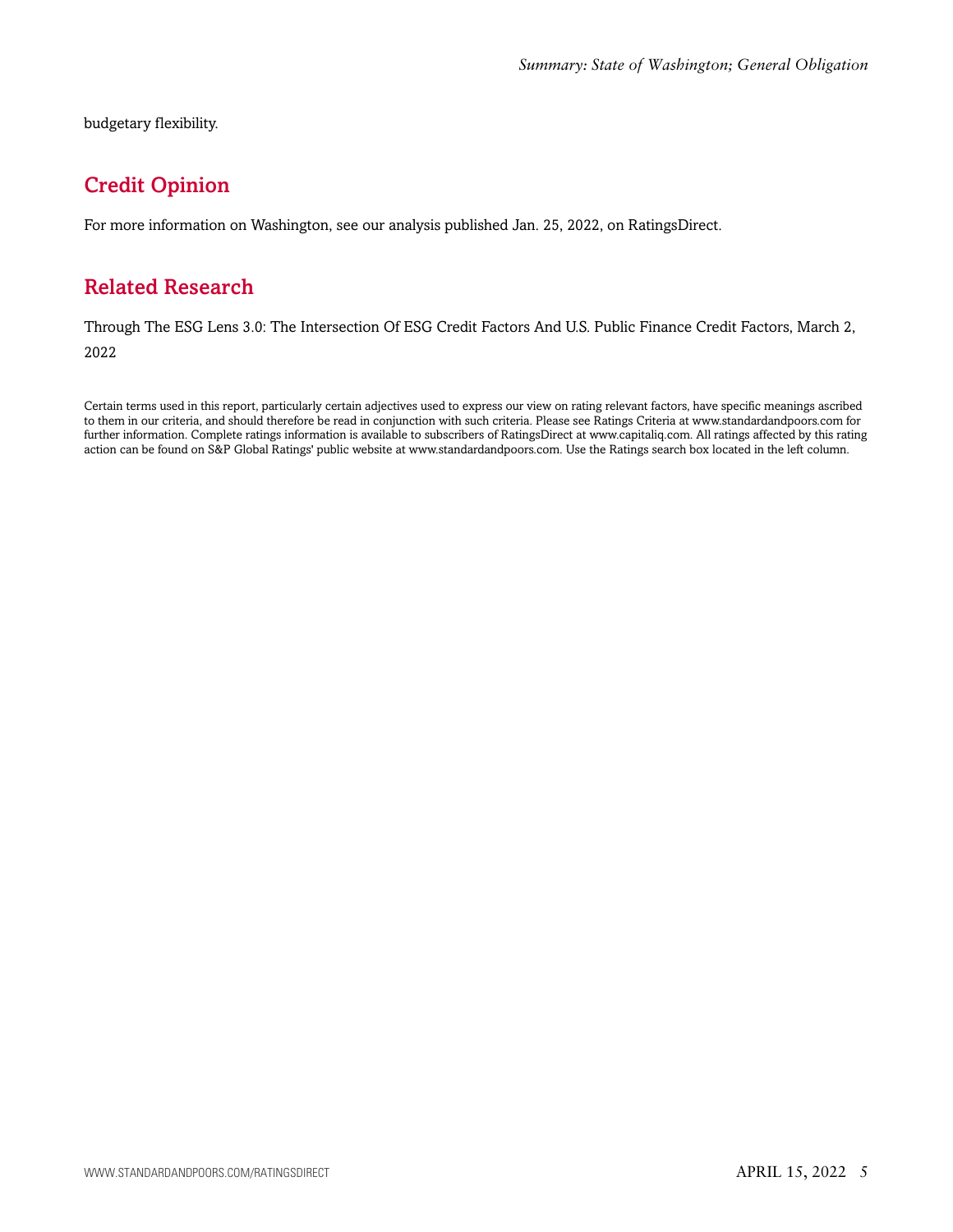budgetary flexibility.

## Credit Opinion

For more information on Washington, see our analysis published Jan. 25, 2022, on RatingsDirect.

## Related Research

Through The ESG Lens 3.0: The Intersection Of ESG Credit Factors And U.S. Public Finance Credit Factors, March 2, 2022

Certain terms used in this report, particularly certain adjectives used to express our view on rating relevant factors, have specific meanings ascribed to them in our criteria, and should therefore be read in conjunction with such criteria. Please see Ratings Criteria at www.standardandpoors.com for further information. Complete ratings information is available to subscribers of RatingsDirect at www.capitaliq.com. All ratings affected by this rating action can be found on S&P Global Ratings' public website at www.standardandpoors.com. Use the Ratings search box located in the left column.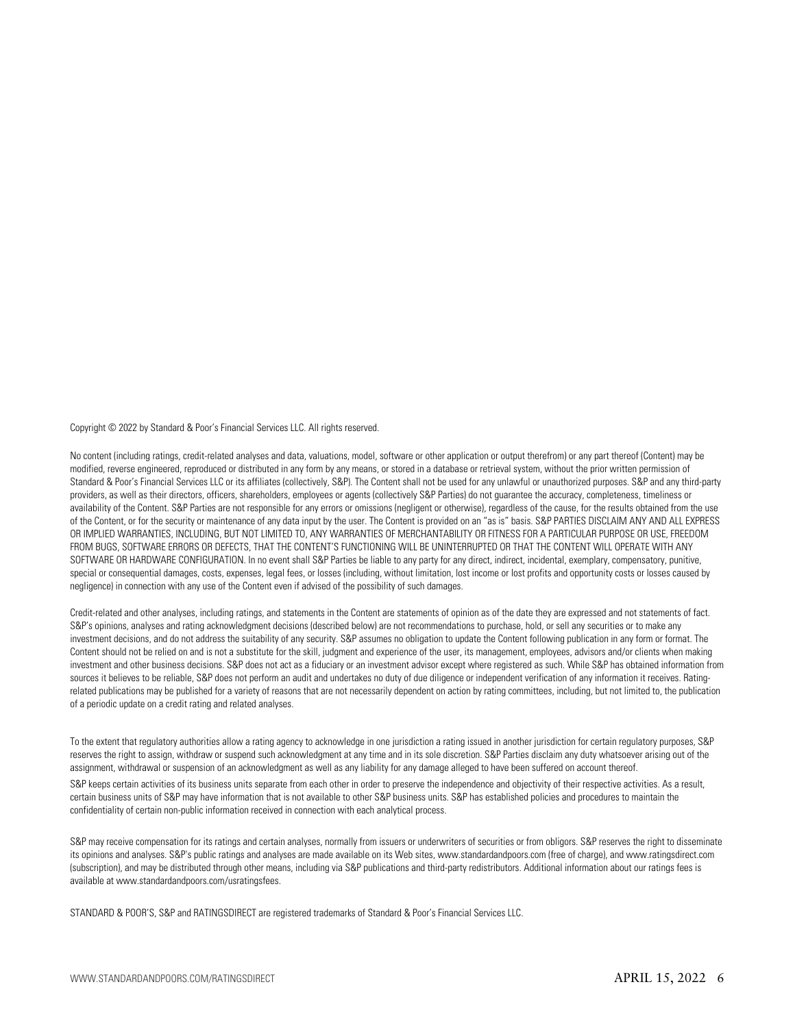Copyright © 2022 by Standard & Poor's Financial Services LLC. All rights reserved.

No content (including ratings, credit-related analyses and data, valuations, model, software or other application or output therefrom) or any part thereof (Content) may be modified, reverse engineered, reproduced or distributed in any form by any means, or stored in a database or retrieval system, without the prior written permission of Standard & Poor's Financial Services LLC or its affiliates (collectively, S&P). The Content shall not be used for any unlawful or unauthorized purposes. S&P and any third-party providers, as well as their directors, officers, shareholders, employees or agents (collectively S&P Parties) do not guarantee the accuracy, completeness, timeliness or availability of the Content. S&P Parties are not responsible for any errors or omissions (negligent or otherwise), regardless of the cause, for the results obtained from the use of the Content, or for the security or maintenance of any data input by the user. The Content is provided on an "as is" basis. S&P PARTIES DISCLAIM ANY AND ALL EXPRESS OR IMPLIED WARRANTIES, INCLUDING, BUT NOT LIMITED TO, ANY WARRANTIES OF MERCHANTABILITY OR FITNESS FOR A PARTICULAR PURPOSE OR USE, FREEDOM FROM BUGS, SOFTWARE ERRORS OR DEFECTS, THAT THE CONTENT'S FUNCTIONING WILL BE UNINTERRUPTED OR THAT THE CONTENT WILL OPERATE WITH ANY SOFTWARE OR HARDWARE CONFIGURATION. In no event shall S&P Parties be liable to any party for any direct, indirect, incidental, exemplary, compensatory, punitive, special or consequential damages, costs, expenses, legal fees, or losses (including, without limitation, lost income or lost profits and opportunity costs or losses caused by negligence) in connection with any use of the Content even if advised of the possibility of such damages.

Credit-related and other analyses, including ratings, and statements in the Content are statements of opinion as of the date they are expressed and not statements of fact. S&P's opinions, analyses and rating acknowledgment decisions (described below) are not recommendations to purchase, hold, or sell any securities or to make any investment decisions, and do not address the suitability of any security. S&P assumes no obligation to update the Content following publication in any form or format. The Content should not be relied on and is not a substitute for the skill, judgment and experience of the user, its management, employees, advisors and/or clients when making investment and other business decisions. S&P does not act as a fiduciary or an investment advisor except where registered as such. While S&P has obtained information from sources it believes to be reliable, S&P does not perform an audit and undertakes no duty of due diligence or independent verification of any information it receives. Rating-related publications may be published for a variety of reasons that are not necessarily dependent on action by rating committees, including, but not limited to, the publication of a periodic update on a credit rating and related analyses.

To the extent that regulatory authorities allow a rating agency to acknowledge in one jurisdiction a rating issued in another jurisdiction for certain regulatory purposes, S&P reserves the right to assign, withdraw or suspend such acknowledgment at any time and in its sole discretion. S&P Parties disclaim any duty whatsoever arising out of the assignment, withdrawal or suspension of an acknowledgment as well as any liability for any damage alleged to have been suffered on account thereof.

S&P keeps certain activities of its business units separate from each other in order to preserve the independence and objectivity of their respective activities. As a result, certain business units of S&P may have information that is not available to other S&P business units. S&P has established policies and procedures to maintain the confidentiality of certain non-public information received in connection with each analytical process.

S&P may receive compensation for its ratings and certain analyses, normally from issuers or underwriters of securities or from obligors. S&P reserves the right to disseminate its opinions and analyses. S&P's public ratings and analyses are made available on its Web sites, www.standardandpoors.com (free of charge), and www.ratingsdirect.com (subscription), and may be distributed through other means, including via S&P publications and third-party redistributors. Additional information about our ratings fees is available at www.standardandpoors.com/usratingsfees.

STANDARD & POOR'S, S&P and RATINGSDIRECT are registered trademarks of Standard & Poor's Financial Services LLC.